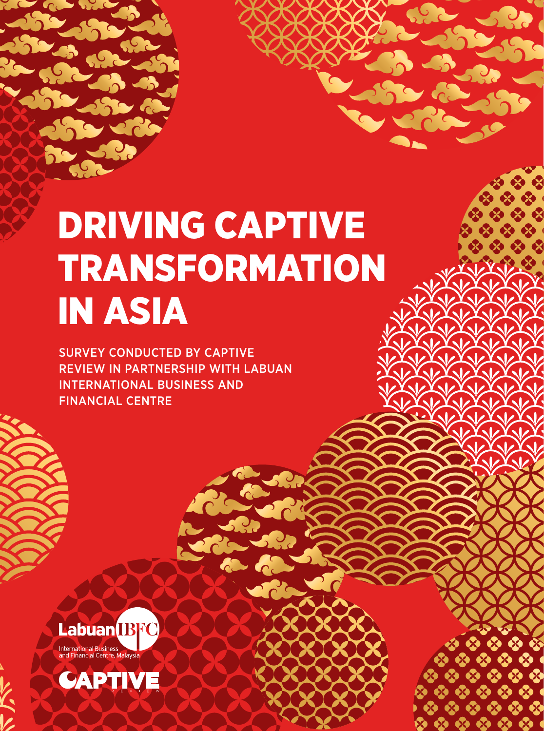# DRIVING CAPTIVE TRANSFORMATION IN ASIA

SURVEY CONDUCTED BY CAPTIVE REVIEW IN PARTNERSHIP WITH LABUAN INTERNATIONAL BUSINESS AND FINANCIAL CENTRE

Labuan IBFC
International Business and Financial Centre, Malaysia

CAPTIVE REVIEW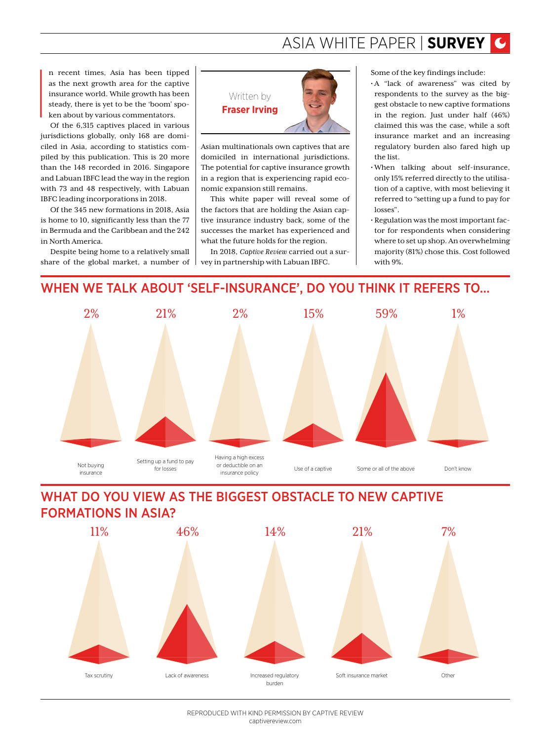In recent times, Asia has been tipped as the next growth area for the captive insurance world. While growth has been steady, there is yet to be the 'boom' spoken about by various commentators.

Of the 6,315 captives placed in various jurisdictions globally, only 168 are domiciled in Asia, according to statistics compiled by this publication. This is 20 more than the 148 recorded in 2016. Singapore and Labuan IBFC lead the way in the region with 73 and 48 respectively, with Labuan IBFC leading incorporations in 2018.

Of the 345 new formations in 2018, Asia is home to 10, significantly less than the 77 in Bermuda and the Caribbean and the 242 in North America.

Despite being home to a relatively small share of the global market, a number of Asian multinationals own captives that are domiciled in international jurisdictions. The potential for captive insurance growth in a region that is experiencing rapid economic expansion still remains.

Written by **Fraser Irving**

This white paper will reveal some of the factors that are holding the Asian captive insurance industry back, some of the successes the market has experienced and what the future holds for the region.

In 2018, *Captive Review* carried out a survey in partnership with Labuan IBFC.

Some of the key findings include:

- A "lack of awareness" was cited by respondents to the survey as the biggest obstacle to new captive formations in the region. Just under half (46%) claimed this was the case, while a soft insurance market and an increasing regulatory burden also fared high up the list.
- When talking about self-insurance, only 15% referred directly to the utilisation of a captive, with most believing it referred to "setting up a fund to pay for losses".
- Regulation was the most important factor for respondents when considering where to set up shop. An overwhelming majority (81%) chose this. Cost followed with 9%.

## WHEN WE TALK ABOUT 'SELF-INSURANCE', DO YOU THINK IT REFERS TO...

| Response | Percentage |
| --- | --- |
| Not buying insurance | 2% |
| Setting up a fund to pay for losses | 21% |
| Having a high excess or deductible on an insurance policy | 2% |
| Use of a captive | 15% |
| Some or all of the above | 59% |
| Don't know | 1% |

## WHAT DO YOU VIEW AS THE BIGGEST OBSTACLE TO NEW CAPTIVE FORMATIONS IN ASIA?

| Response | Percentage |
| --- | --- |
| Tax scrutiny | 11% |
| Lack of awareness | 46% |
| Increased regulatory burden | 14% |
| Soft insurance market | 21% |
| Other | 7% |

REPRODUCED WITH KIND PERMISSION BY CAPTIVE REVIEW
captivereview.com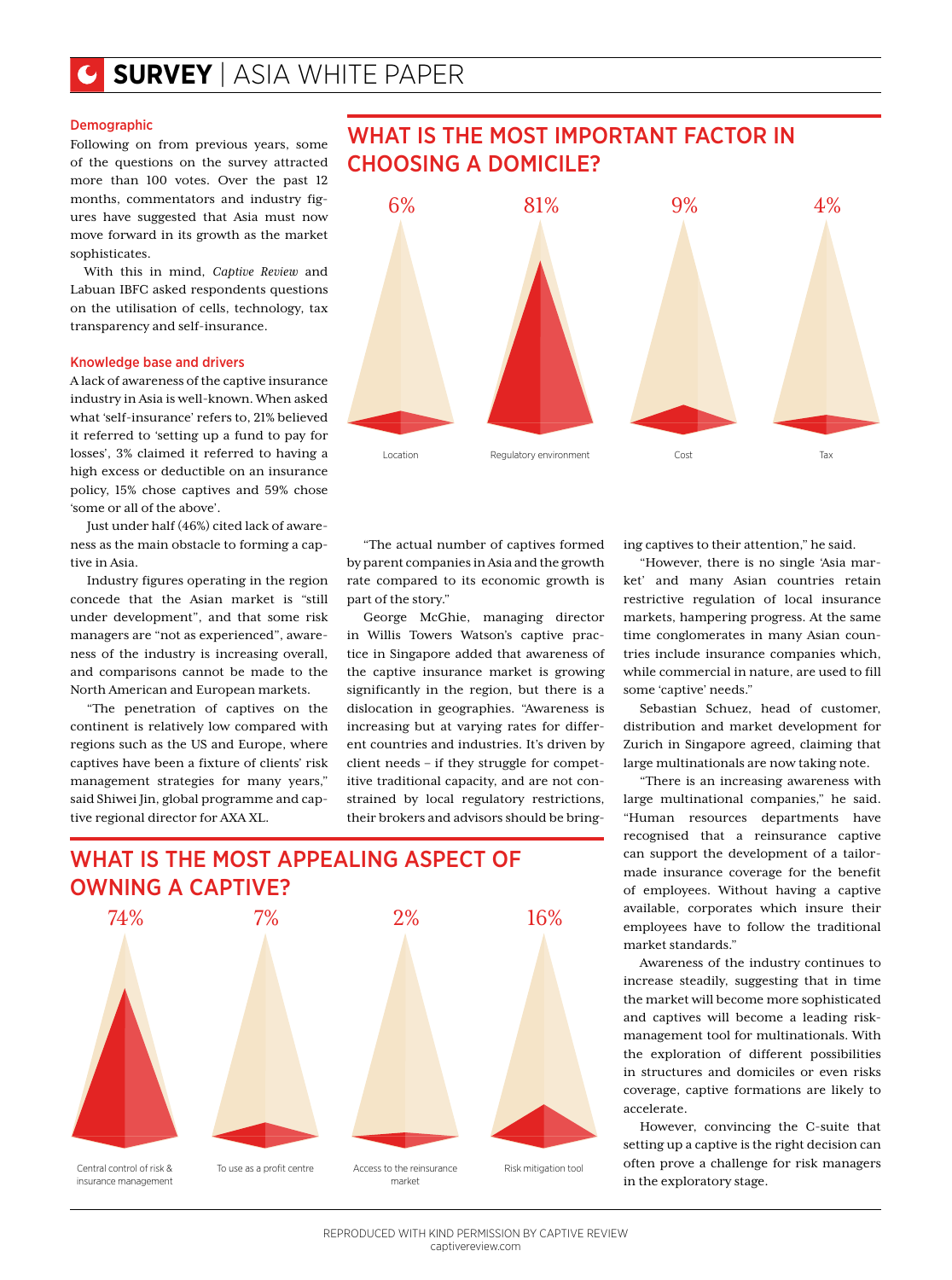### Demographic

Following on from previous years, some of the questions on the survey attracted more than 100 votes. Over the past 12 months, commentators and industry figures have suggested that Asia must now move forward in its growth as the market sophisticates.

With this in mind, *Captive Review* and Labuan IBFC asked respondents questions on the utilisation of cells, technology, tax transparency and self-insurance.

### Knowledge base and drivers

A lack of awareness of the captive insurance industry in Asia is well-known. When asked what 'self-insurance' refers to, 21% believed it referred to 'setting up a fund to pay for losses', 3% claimed it referred to having a high excess or deductible on an insurance policy, 15% chose captives and 59% chose 'some or all of the above'.

Just under half (46%) cited lack of awareness as the main obstacle to forming a captive in Asia.

Industry figures operating in the region concede that the Asian market is "still under development", and that some risk managers are "not as experienced", awareness of the industry is increasing overall, and comparisons cannot be made to the North American and European markets.

"The penetration of captives on the continent is relatively low compared with regions such as the US and Europe, where captives have been a fixture of clients' risk management strategies for many years," said Shiwei Jin, global programme and captive regional director for AXA XL.

"The actual number of captives formed by parent companies in Asia and the growth rate compared to its economic growth is part of the story."

George McGhie, managing director in Willis Towers Watson's captive practice in Singapore added that awareness of the captive insurance market is growing significantly in the region, but there is a dislocation in geographies. "Awareness is increasing but at varying rates for different countries and industries. It's driven by client needs – if they struggle for competitive traditional capacity, and are not constrained by local regulatory restrictions, their brokers and advisors should be bringing captives to their attention," he said.

"However, there is no single 'Asia market' and many Asian countries retain restrictive regulation of local insurance markets, hampering progress. At the same time conglomerates in many Asian countries include insurance companies which, while commercial in nature, are used to fill some 'captive' needs."

Sebastian Schuez, head of customer, distribution and market development for Zurich in Singapore agreed, claiming that large multinationals are now taking note.

"There is an increasing awareness with large multinational companies," he said. "Human resources departments have recognised that a reinsurance captive can support the development of a tailor-made insurance coverage for the benefit of employees. Without having a captive available, corporates which insure their employees have to follow the traditional market standards."

Awareness of the industry continues to increase steadily, suggesting that in time the market will become more sophisticated and captives will become a leading risk-management tool for multinationals. With the exploration of different possibilities in structures and domiciles or even risks coverage, captive formations are likely to accelerate.

However, convincing the C-suite that setting up a captive is the right decision can often prove a challenge for risk managers in the exploratory stage.

## WHAT IS THE MOST IMPORTANT FACTOR IN CHOOSING A DOMICILE?

| Location | Regulatory environment | Cost | Tax |
|---|---|---|---|
| 6% | 81% | 9% | 4% |

## WHAT IS THE MOST APPEALING ASPECT OF OWNING A CAPTIVE?

| Central control of risk & insurance management | To use as a profit centre | Access to the reinsurance market | Risk mitigation tool |
|---|---|---|---|
| 74% | 7% | 2% | 16% |

REPRODUCED WITH KIND PERMISSION BY CAPTIVE REVIEW
captivereview.com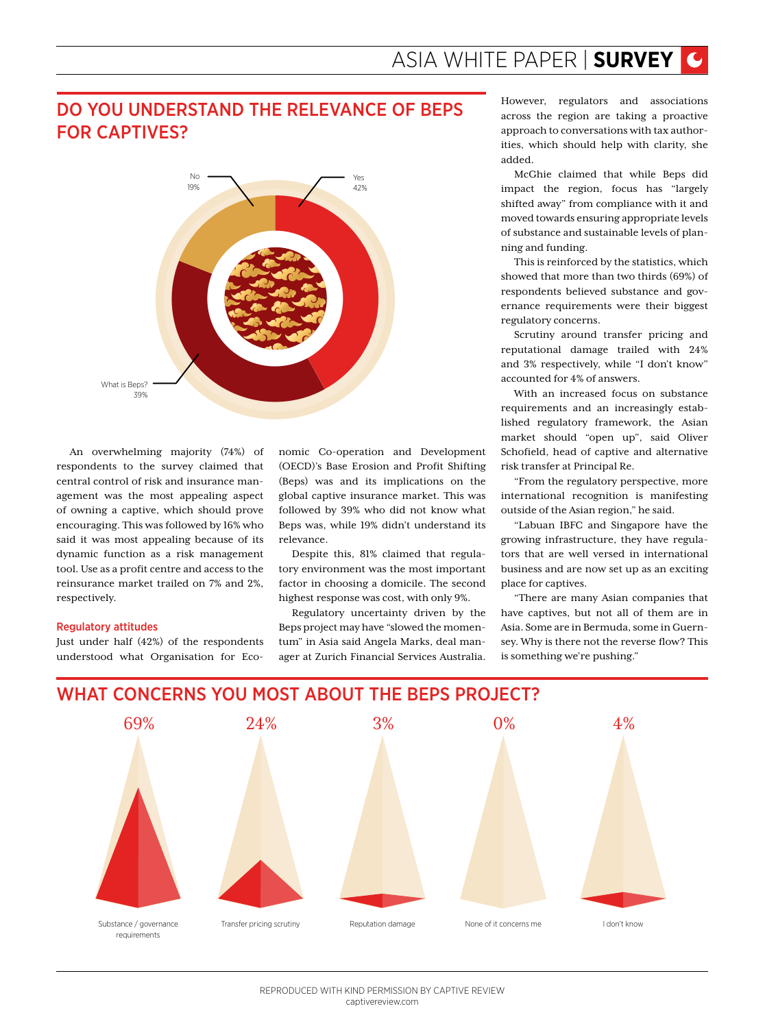## DO YOU UNDERSTAND THE RELEVANCE OF BEPS FOR CAPTIVES?

No 19%

Yes 42%

What is Beps? 39%

An overwhelming majority (74%) of respondents to the survey claimed that central control of risk and insurance management was the most appealing aspect of owning a captive, which should prove encouraging. This was followed by 16% who said it was most appealing because of its dynamic function as a risk management tool. Use as a profit centre and access to the reinsurance market trailed on 7% and 2%, respectively.

### Regulatory attitudes

Just under half (42%) of the respondents understood what Organisation for Economic Co-operation and Development (OECD)'s Base Erosion and Profit Shifting (Beps) was and its implications on the global captive insurance market. This was followed by 39% who did not know what Beps was, while 19% didn't understand its relevance.

Despite this, 81% claimed that regulatory environment was the most important factor in choosing a domicile. The second highest response was cost, with only 9%.

Regulatory uncertainty driven by the Beps project may have "slowed the momentum" in Asia said Angela Marks, deal manager at Zurich Financial Services Australia.

However, regulators and associations across the region are taking a proactive approach to conversations with tax authorities, which should help with clarity, she added.

McGhie claimed that while Beps did impact the region, focus has "largely shifted away" from compliance with it and moved towards ensuring appropriate levels of substance and sustainable levels of planning and funding.

This is reinforced by the statistics, which showed that more than two thirds (69%) of respondents believed substance and governance requirements were their biggest regulatory concerns.

Scrutiny around transfer pricing and reputational damage trailed with 24% and 3% respectively, while "I don't know" accounted for 4% of answers.

With an increased focus on substance requirements and an increasingly established regulatory framework, the Asian market should "open up", said Oliver Schofield, head of captive and alternative risk transfer at Principal Re.

"From the regulatory perspective, more international recognition is manifesting outside of the Asian region," he said.

"Labuan IBFC and Singapore have the growing infrastructure, they have regulators that are well versed in international business and are now set up as an exciting place for captives.

"There are many Asian companies that have captives, but not all of them are in Asia. Some are in Bermuda, some in Guernsey. Why is there not the reverse flow? This is something we're pushing."

## WHAT CONCERNS YOU MOST ABOUT THE BEPS PROJECT?

| Substance / governance requirements | Transfer pricing scrutiny | Reputation damage | None of it concerns me | I don't know |
|---|---|---|---|---|
| 69% | 24% | 3% | 0% | 4% |

REPRODUCED WITH KIND PERMISSION BY CAPTIVE REVIEW
captivereview.com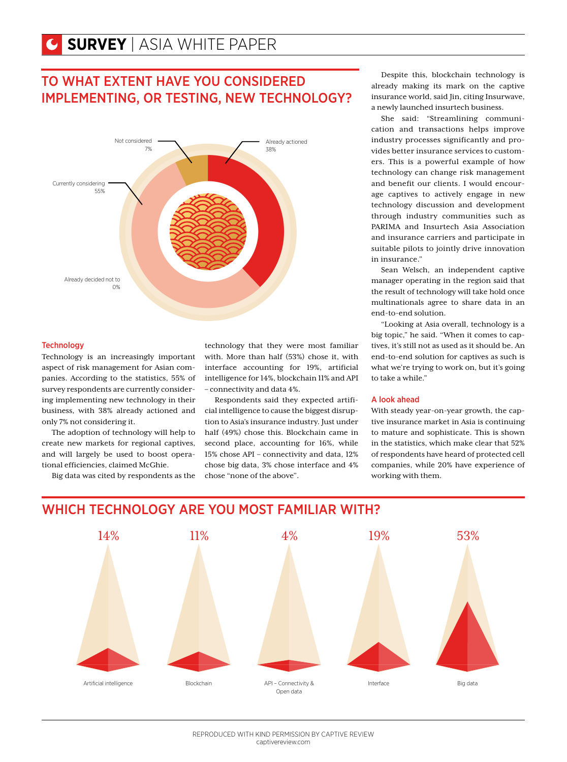## SURVEY | ASIA WHITE PAPER

## TO WHAT EXTENT HAVE YOU CONSIDERED IMPLEMENTING, OR TESTING, NEW TECHNOLOGY?

Not considered 7%

Already actioned 38%

Currently considering 55%

Already decided not to 0%

### Technology

Technology is an increasingly important aspect of risk management for Asian companies. According to the statistics, 55% of survey respondents are currently considering implementing new technology in their business, with 38% already actioned and only 7% not considering it.

The adoption of technology will help to create new markets for regional captives, and will largely be used to boost operational efficiencies, claimed McGhie.

Big data was cited by respondents as the technology that they were most familiar with. More than half (53%) chose it, with interface accounting for 19%, artificial intelligence for 14%, blockchain 11% and API – connectivity and data 4%.

Respondents said they expected artificial intelligence to cause the biggest disruption to Asia's insurance industry. Just under half (49%) chose this. Blockchain came in second place, accounting for 16%, while 15% chose API – connectivity and data, 12% chose big data, 3% chose interface and 4% chose "none of the above".

Despite this, blockchain technology is already making its mark on the captive insurance world, said Jin, citing Insurwave, a newly launched insurtech business.

She said: "Streamlining communication and transactions helps improve industry processes significantly and provides better insurance services to customers. This is a powerful example of how technology can change risk management and benefit our clients. I would encourage captives to actively engage in new technology discussion and development through industry communities such as PARIMA and Insurtech Asia Association and insurance carriers and participate in suitable pilots to jointly drive innovation in insurance."

Sean Welsch, an independent captive manager operating in the region said that the result of technology will take hold once multinationals agree to share data in an end-to-end solution.

"Looking at Asia overall, technology is a big topic," he said. "When it comes to captives, it's still not as used as it should be. An end-to-end solution for captives as such is what we're trying to work on, but it's going to take a while."

### A look ahead

With steady year-on-year growth, the captive insurance market in Asia is continuing to mature and sophisticate. This is shown in the statistics, which make clear that 52% of respondents have heard of protected cell companies, while 20% have experience of working with them.

## WHICH TECHNOLOGY ARE YOU MOST FAMILIAR WITH?

| Technology | % |
|---|---|
| Artificial intelligence | 14% |
| Blockchain | 11% |
| API – Connectivity & Open data | 4% |
| Interface | 19% |
| Big data | 53% |

REPRODUCED WITH KIND PERMISSION BY CAPTIVE REVIEW
captivereview.com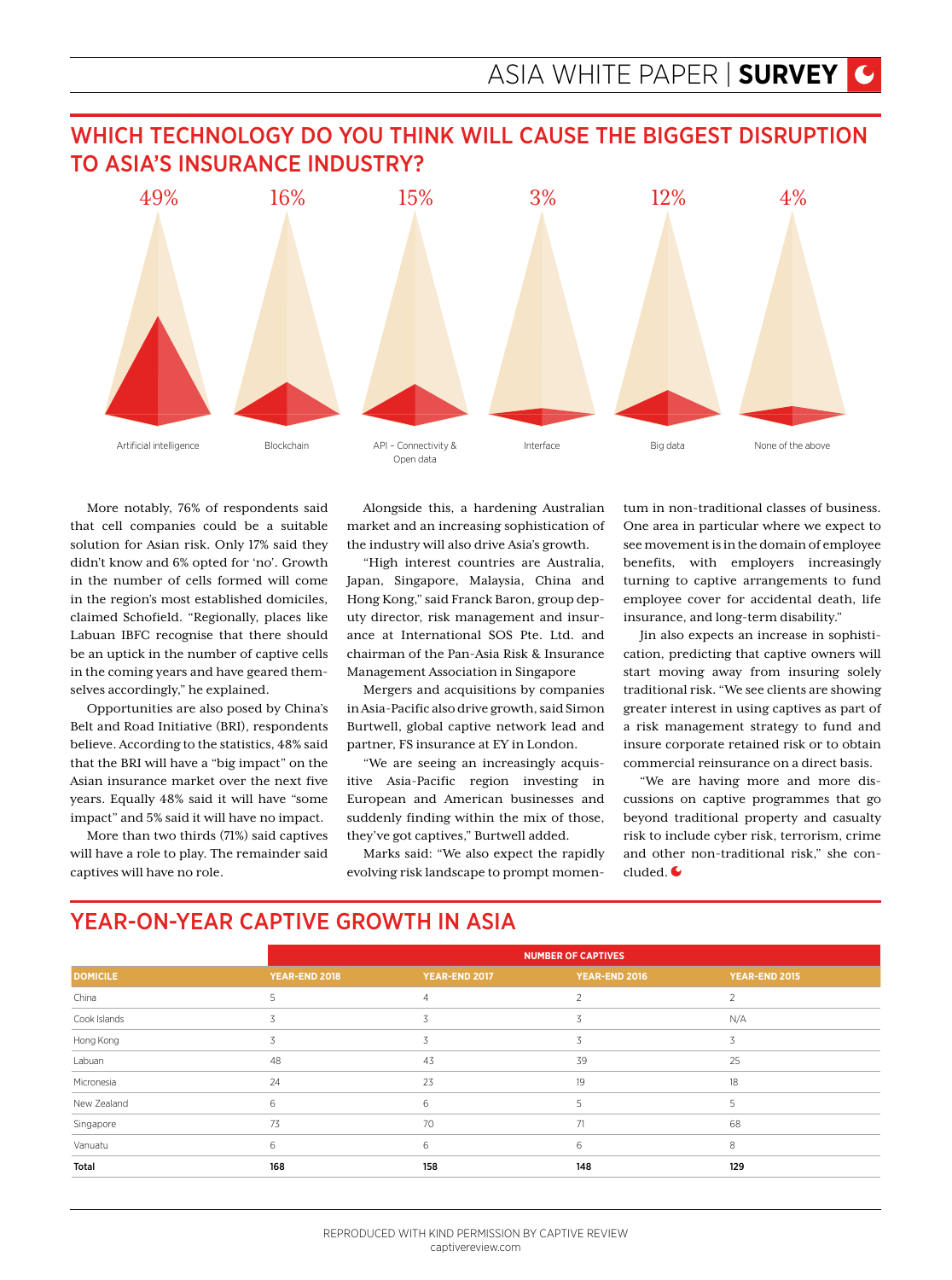## WHICH TECHNOLOGY DO YOU THINK WILL CAUSE THE BIGGEST DISRUPTION TO ASIA'S INSURANCE INDUSTRY?

49%
Artificial intelligence

16%
Blockchain

15%
API – Connectivity & Open data

3%
Interface

12%
Big data

4%
None of the above

More notably, 76% of respondents said that cell companies could be a suitable solution for Asian risk. Only 17% said they didn't know and 6% opted for 'no'. Growth in the number of cells formed will come in the region's most established domiciles, claimed Schofield. "Regionally, places like Labuan IBFC recognise that there should be an uptick in the number of captive cells in the coming years and have geared themselves accordingly," he explained.

Opportunities are also posed by China's Belt and Road Initiative (BRI), respondents believe. According to the statistics, 48% said that the BRI will have a "big impact" on the Asian insurance market over the next five years. Equally 48% said it will have "some impact" and 5% said it will have no impact.

More than two thirds (71%) said captives will have a role to play. The remainder said captives will have no role.

Alongside this, a hardening Australian market and an increasing sophistication of the industry will also drive Asia's growth.

"High interest countries are Australia, Japan, Singapore, Malaysia, China and Hong Kong," said Franck Baron, group deputy director, risk management and insurance at International SOS Pte. Ltd. and chairman of the Pan-Asia Risk & Insurance Management Association in Singapore

Mergers and acquisitions by companies in Asia-Pacific also drive growth, said Simon Burtwell, global captive network lead and partner, FS insurance at EY in London.

"We are seeing an increasingly acquisitive Asia-Pacific region investing in European and American businesses and suddenly finding within the mix of those, they've got captives," Burtwell added.

Marks said: "We also expect the rapidly evolving risk landscape to prompt momentum in non-traditional classes of business. One area in particular where we expect to see movement is in the domain of employee benefits, with employers increasingly turning to captive arrangements to fund employee cover for accidental death, life insurance, and long-term disability."

Jin also expects an increase in sophistication, predicting that captive owners will start moving away from insuring solely traditional risk. "We see clients are showing greater interest in using captives as part of a risk management strategy to fund and insure corporate retained risk or to obtain commercial reinsurance on a direct basis.

"We are having more and more discussions on captive programmes that go beyond traditional property and casualty risk to include cyber risk, terrorism, crime and other non-traditional risk," she concluded.

## YEAR-ON-YEAR CAPTIVE GROWTH IN ASIA

| | NUMBER OF CAPTIVES | | | |
|---|---|---|---|---|
| **DOMICILE** | **YEAR-END 2018** | **YEAR-END 2017** | **YEAR-END 2016** | **YEAR-END 2015** |
| China | 5 | 4 | 2 | 2 |
| Cook Islands | 3 | 3 | 3 | N/A |
| Hong Kong | 3 | 3 | 3 | 3 |
| Labuan | 48 | 43 | 39 | 25 |
| Micronesia | 24 | 23 | 19 | 18 |
| New Zealand | 6 | 6 | 5 | 5 |
| Singapore | 73 | 70 | 71 | 68 |
| Vanuatu | 6 | 6 | 6 | 8 |
| **Total** | **168** | **158** | **148** | **129** |

REPRODUCED WITH KIND PERMISSION BY CAPTIVE REVIEW
captivereview.com